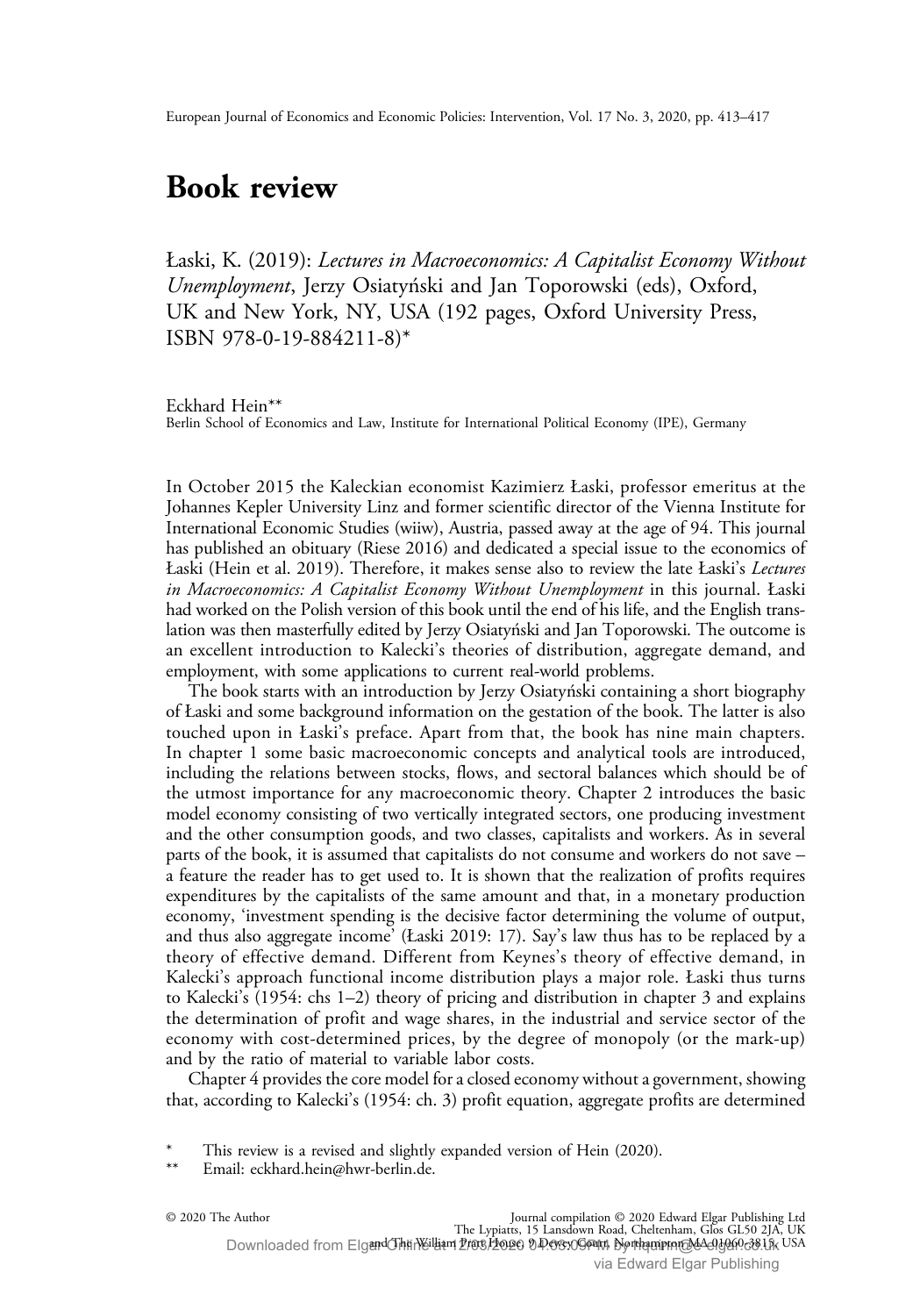# Book review

Łaski, K. (2019): *Lectures in Macroeconomics: A Capitalist Economy Without Unemployment*, Jerzy Osiatyński and Jan Toporowski (eds), Oxford, UK and New York, NY, USA (192 pages, Oxford University Press, ISBN 978-0-19-884211-8)*

Eckhard Hein**
Berlin School of Economics and Law, Institute for International Political Economy (IPE), Germany

In October 2015 the Kaleckian economist Kazimierz Łaski, professor emeritus at the Johannes Kepler University Linz and former scientific director of the Vienna Institute for International Economic Studies (wiiw), Austria, passed away at the age of 94. This journal has published an obituary (Riese 2016) and dedicated a special issue to the economics of Łaski (Hein et al. 2019). Therefore, it makes sense also to review the late Łaski's *Lectures in Macroeconomics: A Capitalist Economy Without Unemployment* in this journal. Łaski had worked on the Polish version of this book until the end of his life, and the English translation was then masterfully edited by Jerzy Osiatyński and Jan Toporowski. The outcome is an excellent introduction to Kalecki's theories of distribution, aggregate demand, and employment, with some applications to current real-world problems.

The book starts with an introduction by Jerzy Osiatyński containing a short biography of Łaski and some background information on the gestation of the book. The latter is also touched upon in Łaski's preface. Apart from that, the book has nine main chapters. In chapter 1 some basic macroeconomic concepts and analytical tools are introduced, including the relations between stocks, flows, and sectoral balances which should be of the utmost importance for any macroeconomic theory. Chapter 2 introduces the basic model economy consisting of two vertically integrated sectors, one producing investment and the other consumption goods, and two classes, capitalists and workers. As in several parts of the book, it is assumed that capitalists do not consume and workers do not save – a feature the reader has to get used to. It is shown that the realization of profits requires expenditures by the capitalists of the same amount and that, in a monetary production economy, 'investment spending is the decisive factor determining the volume of output, and thus also aggregate income' (Łaski 2019: 17). Say's law thus has to be replaced by a theory of effective demand. Different from Keynes's theory of effective demand, in Kalecki's approach functional income distribution plays a major role. Łaski thus turns to Kalecki's (1954: chs 1–2) theory of pricing and distribution in chapter 3 and explains the determination of profit and wage shares, in the industrial and service sector of the economy with cost-determined prices, by the degree of monopoly (or the mark-up) and by the ratio of material to variable labor costs.

Chapter 4 provides the core model for a closed economy without a government, showing that, according to Kalecki's (1954: ch. 3) profit equation, aggregate profits are determined

\* This review is a revised and slightly expanded version of Hein (2020).
\*\* Email: eckhard.hein@hwr-berlin.de.

© 2020 The Author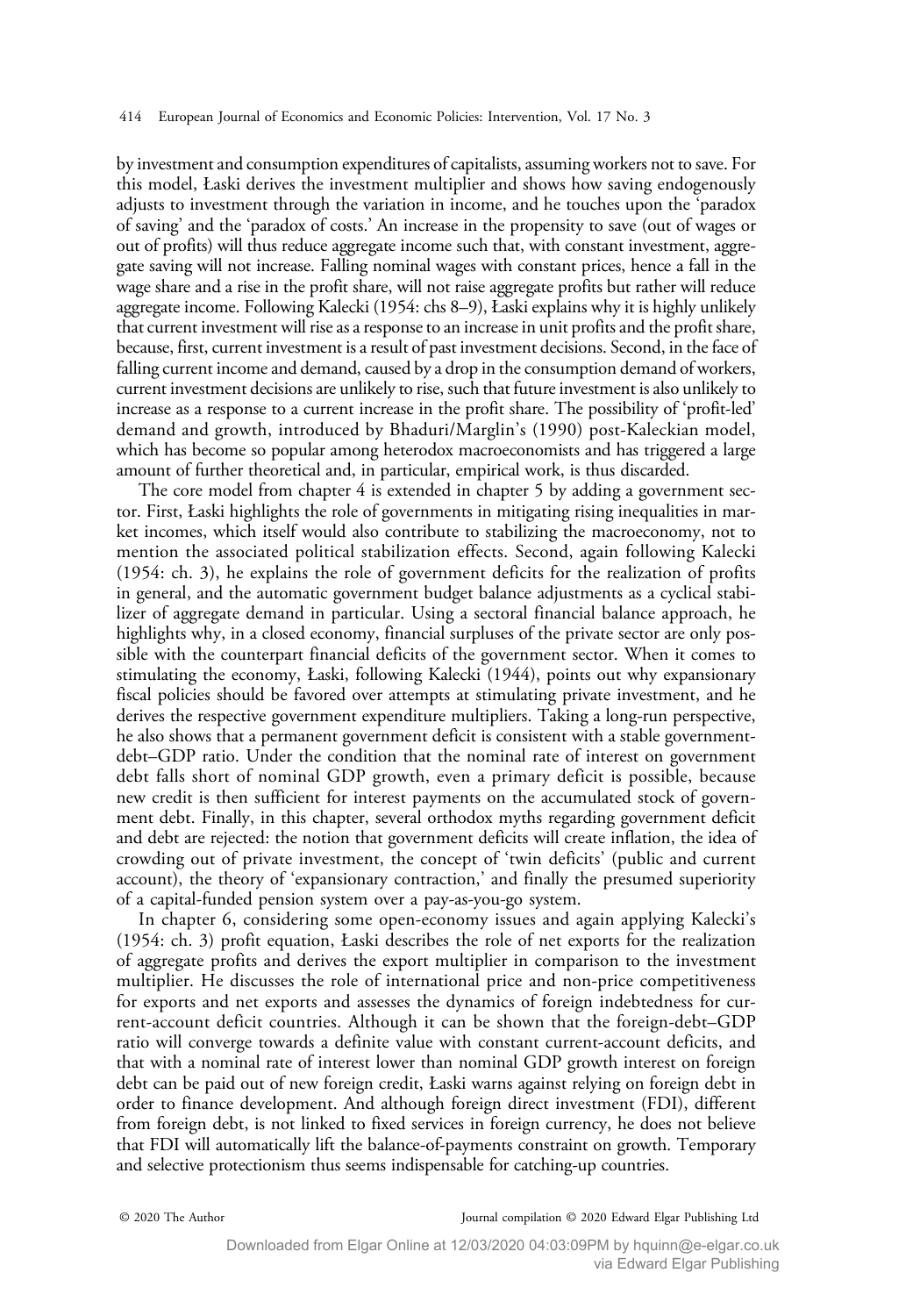by investment and consumption expenditures of capitalists, assuming workers not to save. For this model, Łaski derives the investment multiplier and shows how saving endogenously adjusts to investment through the variation in income, and he touches upon the 'paradox of saving' and the 'paradox of costs.' An increase in the propensity to save (out of wages or out of profits) will thus reduce aggregate income such that, with constant investment, aggregate saving will not increase. Falling nominal wages with constant prices, hence a fall in the wage share and a rise in the profit share, will not raise aggregate profits but rather will reduce aggregate income. Following Kalecki (1954: chs 8–9), Łaski explains why it is highly unlikely that current investment will rise as a response to an increase in unit profits and the profit share, because, first, current investment is a result of past investment decisions. Second, in the face of falling current income and demand, caused by a drop in the consumption demand of workers, current investment decisions are unlikely to rise, such that future investment is also unlikely to increase as a response to a current increase in the profit share. The possibility of 'profit-led' demand and growth, introduced by Bhaduri/Marglin's (1990) post-Kaleckian model, which has become so popular among heterodox macroeconomists and has triggered a large amount of further theoretical and, in particular, empirical work, is thus discarded.

The core model from chapter 4 is extended in chapter 5 by adding a government sector. First, Łaski highlights the role of governments in mitigating rising inequalities in market incomes, which itself would also contribute to stabilizing the macroeconomy, not to mention the associated political stabilization effects. Second, again following Kalecki (1954: ch. 3), he explains the role of government deficits for the realization of profits in general, and the automatic government budget balance adjustments as a cyclical stabilizer of aggregate demand in particular. Using a sectoral financial balance approach, he highlights why, in a closed economy, financial surpluses of the private sector are only possible with the counterpart financial deficits of the government sector. When it comes to stimulating the economy, Łaski, following Kalecki (1944), points out why expansionary fiscal policies should be favored over attempts at stimulating private investment, and he derives the respective government expenditure multipliers. Taking a long-run perspective, he also shows that a permanent government deficit is consistent with a stable government-debt–GDP ratio. Under the condition that the nominal rate of interest on government debt falls short of nominal GDP growth, even a primary deficit is possible, because new credit is then sufficient for interest payments on the accumulated stock of government debt. Finally, in this chapter, several orthodox myths regarding government deficit and debt are rejected: the notion that government deficits will create inflation, the idea of crowding out of private investment, the concept of 'twin deficits' (public and current account), the theory of 'expansionary contraction,' and finally the presumed superiority of a capital-funded pension system over a pay-as-you-go system.

In chapter 6, considering some open-economy issues and again applying Kalecki's (1954: ch. 3) profit equation, Łaski describes the role of net exports for the realization of aggregate profits and derives the export multiplier in comparison to the investment multiplier. He discusses the role of international price and non-price competitiveness for exports and net exports and assesses the dynamics of foreign indebtedness for current-account deficit countries. Although it can be shown that the foreign-debt–GDP ratio will converge towards a definite value with constant current-account deficits, and that with a nominal rate of interest lower than nominal GDP growth interest on foreign debt can be paid out of new foreign credit, Łaski warns against relying on foreign debt in order to finance development. And although foreign direct investment (FDI), different from foreign debt, is not linked to fixed services in foreign currency, he does not believe that FDI will automatically lift the balance-of-payments constraint on growth. Temporary and selective protectionism thus seems indispensable for catching-up countries.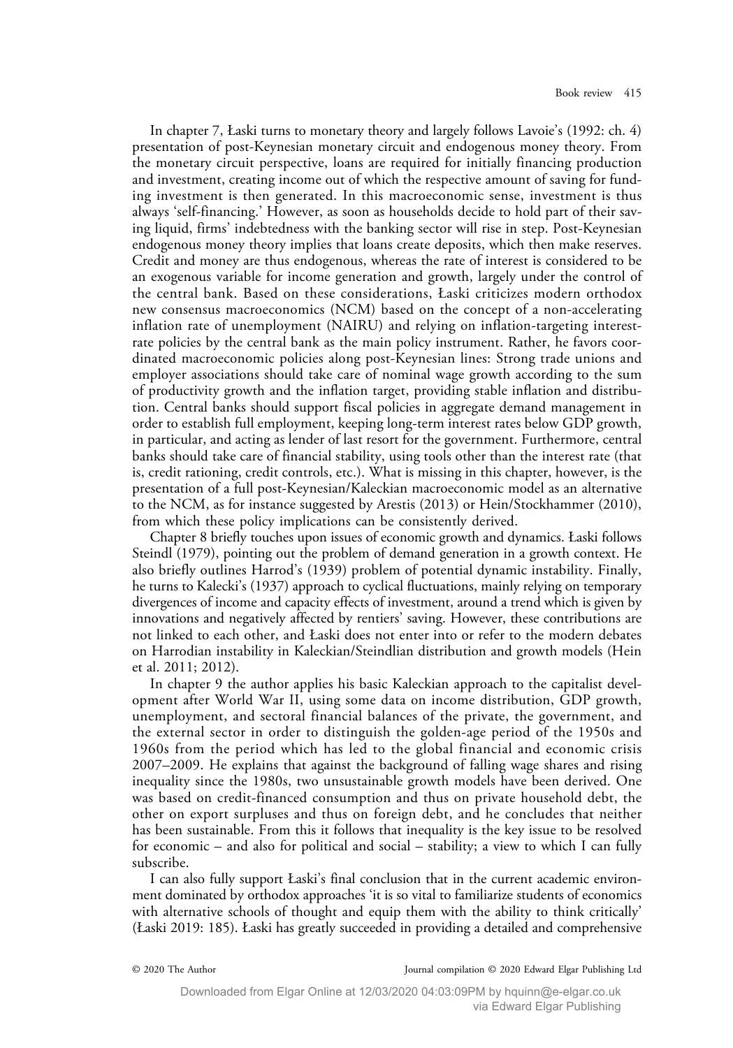In chapter 7, Łaski turns to monetary theory and largely follows Lavoie's (1992: ch. 4) presentation of post-Keynesian monetary circuit and endogenous money theory. From the monetary circuit perspective, loans are required for initially financing production and investment, creating income out of which the respective amount of saving for funding investment is then generated. In this macroeconomic sense, investment is thus always 'self-financing.' However, as soon as households decide to hold part of their saving liquid, firms' indebtedness with the banking sector will rise in step. Post-Keynesian endogenous money theory implies that loans create deposits, which then make reserves. Credit and money are thus endogenous, whereas the rate of interest is considered to be an exogenous variable for income generation and growth, largely under the control of the central bank. Based on these considerations, Łaski criticizes modern orthodox new consensus macroeconomics (NCM) based on the concept of a non-accelerating inflation rate of unemployment (NAIRU) and relying on inflation-targeting interest-rate policies by the central bank as the main policy instrument. Rather, he favors coordinated macroeconomic policies along post-Keynesian lines: Strong trade unions and employer associations should take care of nominal wage growth according to the sum of productivity growth and the inflation target, providing stable inflation and distribution. Central banks should support fiscal policies in aggregate demand management in order to establish full employment, keeping long-term interest rates below GDP growth, in particular, and acting as lender of last resort for the government. Furthermore, central banks should take care of financial stability, using tools other than the interest rate (that is, credit rationing, credit controls, etc.). What is missing in this chapter, however, is the presentation of a full post-Keynesian/Kaleckian macroeconomic model as an alternative to the NCM, as for instance suggested by Arestis (2013) or Hein/Stockhammer (2010), from which these policy implications can be consistently derived.

Chapter 8 briefly touches upon issues of economic growth and dynamics. Łaski follows Steindl (1979), pointing out the problem of demand generation in a growth context. He also briefly outlines Harrod's (1939) problem of potential dynamic instability. Finally, he turns to Kalecki's (1937) approach to cyclical fluctuations, mainly relying on temporary divergences of income and capacity effects of investment, around a trend which is given by innovations and negatively affected by rentiers' saving. However, these contributions are not linked to each other, and Łaski does not enter into or refer to the modern debates on Harrodian instability in Kaleckian/Steindlian distribution and growth models (Hein et al. 2011; 2012).

In chapter 9 the author applies his basic Kaleckian approach to the capitalist development after World War II, using some data on income distribution, GDP growth, unemployment, and sectoral financial balances of the private, the government, and the external sector in order to distinguish the golden-age period of the 1950s and 1960s from the period which has led to the global financial and economic crisis 2007–2009. He explains that against the background of falling wage shares and rising inequality since the 1980s, two unsustainable growth models have been derived. One was based on credit-financed consumption and thus on private household debt, the other on export surpluses and thus on foreign debt, and he concludes that neither has been sustainable. From this it follows that inequality is the key issue to be resolved for economic – and also for political and social – stability; a view to which I can fully subscribe.

I can also fully support Łaski's final conclusion that in the current academic environment dominated by orthodox approaches 'it is so vital to familiarize students of economics with alternative schools of thought and equip them with the ability to think critically' (Łaski 2019: 185). Łaski has greatly succeeded in providing a detailed and comprehensive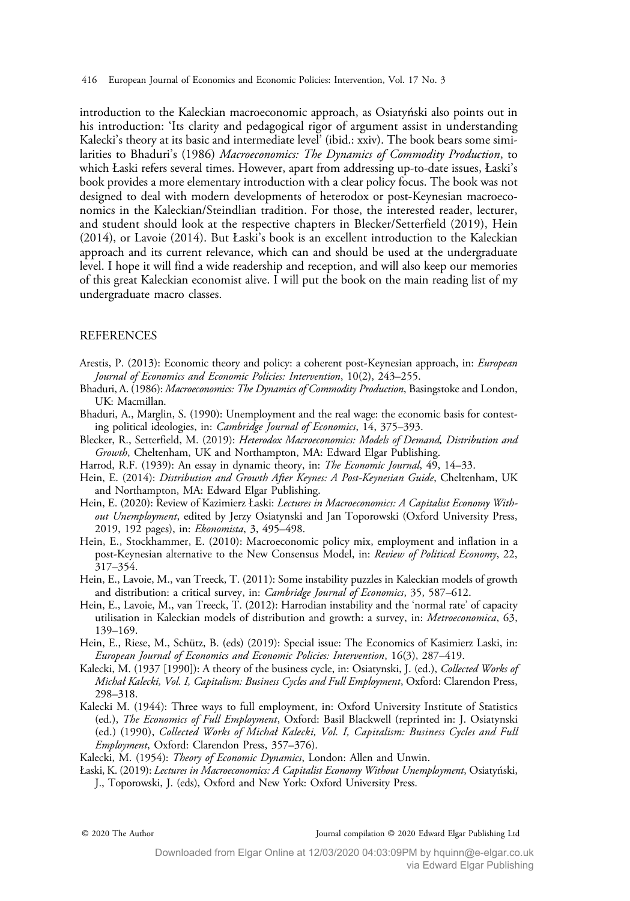introduction to the Kaleckian macroeconomic approach, as Osiatyński also points out in his introduction: 'Its clarity and pedagogical rigor of argument assist in understanding Kalecki's theory at its basic and intermediate level' (ibid.: xxiv). The book bears some similarities to Bhaduri's (1986) *Macroeconomics: The Dynamics of Commodity Production*, to which Łaski refers several times. However, apart from addressing up-to-date issues, Łaski's book provides a more elementary introduction with a clear policy focus. The book was not designed to deal with modern developments of heterodox or post-Keynesian macroeconomics in the Kaleckian/Steindlian tradition. For those, the interested reader, lecturer, and student should look at the respective chapters in Blecker/Setterfield (2019), Hein (2014), or Lavoie (2014). But Łaski's book is an excellent introduction to the Kaleckian approach and its current relevance, which can and should be used at the undergraduate level. I hope it will find a wide readership and reception, and will also keep our memories of this great Kaleckian economist alive. I will put the book on the main reading list of my undergraduate macro classes.

## REFERENCES

Arestis, P. (2013): Economic theory and policy: a coherent post-Keynesian approach, in: *European Journal of Economics and Economic Policies: Intervention*, 10(2), 243–255.

Bhaduri, A. (1986): *Macroeconomics: The Dynamics of Commodity Production*, Basingstoke and London, UK: Macmillan.

Bhaduri, A., Marglin, S. (1990): Unemployment and the real wage: the economic basis for contesting political ideologies, in: *Cambridge Journal of Economics*, 14, 375–393.

Blecker, R., Setterfield, M. (2019): *Heterodox Macroeconomics: Models of Demand, Distribution and Growth*, Cheltenham, UK and Northampton, MA: Edward Elgar Publishing.

Harrod, R.F. (1939): An essay in dynamic theory, in: *The Economic Journal*, 49, 14–33.

Hein, E. (2014): *Distribution and Growth After Keynes: A Post-Keynesian Guide*, Cheltenham, UK and Northampton, MA: Edward Elgar Publishing.

Hein, E. (2020): Review of Kazimierz Łaski: *Lectures in Macroeconomics: A Capitalist Economy Without Unemployment*, edited by Jerzy Osiatynski and Jan Toporowski (Oxford University Press, 2019, 192 pages), in: *Ekonomista*, 3, 495–498.

Hein, E., Stockhammer, E. (2010): Macroeconomic policy mix, employment and inflation in a post-Keynesian alternative to the New Consensus Model, in: *Review of Political Economy*, 22, 317–354.

Hein, E., Lavoie, M., van Treeck, T. (2011): Some instability puzzles in Kaleckian models of growth and distribution: a critical survey, in: *Cambridge Journal of Economics*, 35, 587–612.

Hein, E., Lavoie, M., van Treeck, T. (2012): Harrodian instability and the 'normal rate' of capacity utilisation in Kaleckian models of distribution and growth: a survey, in: *Metroeconomica*, 63, 139–169.

Hein, E., Riese, M., Schütz, B. (eds) (2019): Special issue: The Economics of Kasimierz Laski, in: *European Journal of Economics and Economic Policies: Intervention*, 16(3), 287–419.

Kalecki, M. (1937 [1990]): A theory of the business cycle, in: Osiatynski, J. (ed.), *Collected Works of Michał Kalecki, Vol. I, Capitalism: Business Cycles and Full Employment*, Oxford: Clarendon Press, 298–318.

Kalecki M. (1944): Three ways to full employment, in: Oxford University Institute of Statistics (ed.), *The Economics of Full Employment*, Oxford: Basil Blackwell (reprinted in: J. Osiatynski (ed.) (1990), *Collected Works of Michał Kalecki, Vol. I, Capitalism: Business Cycles and Full Employment*, Oxford: Clarendon Press, 357–376).

Kalecki, M. (1954): *Theory of Economic Dynamics*, London: Allen and Unwin.

Łaski, K. (2019): *Lectures in Macroeconomics: A Capitalist Economy Without Unemployment*, Osiatyński, J., Toporowski, J. (eds), Oxford and New York: Oxford University Press.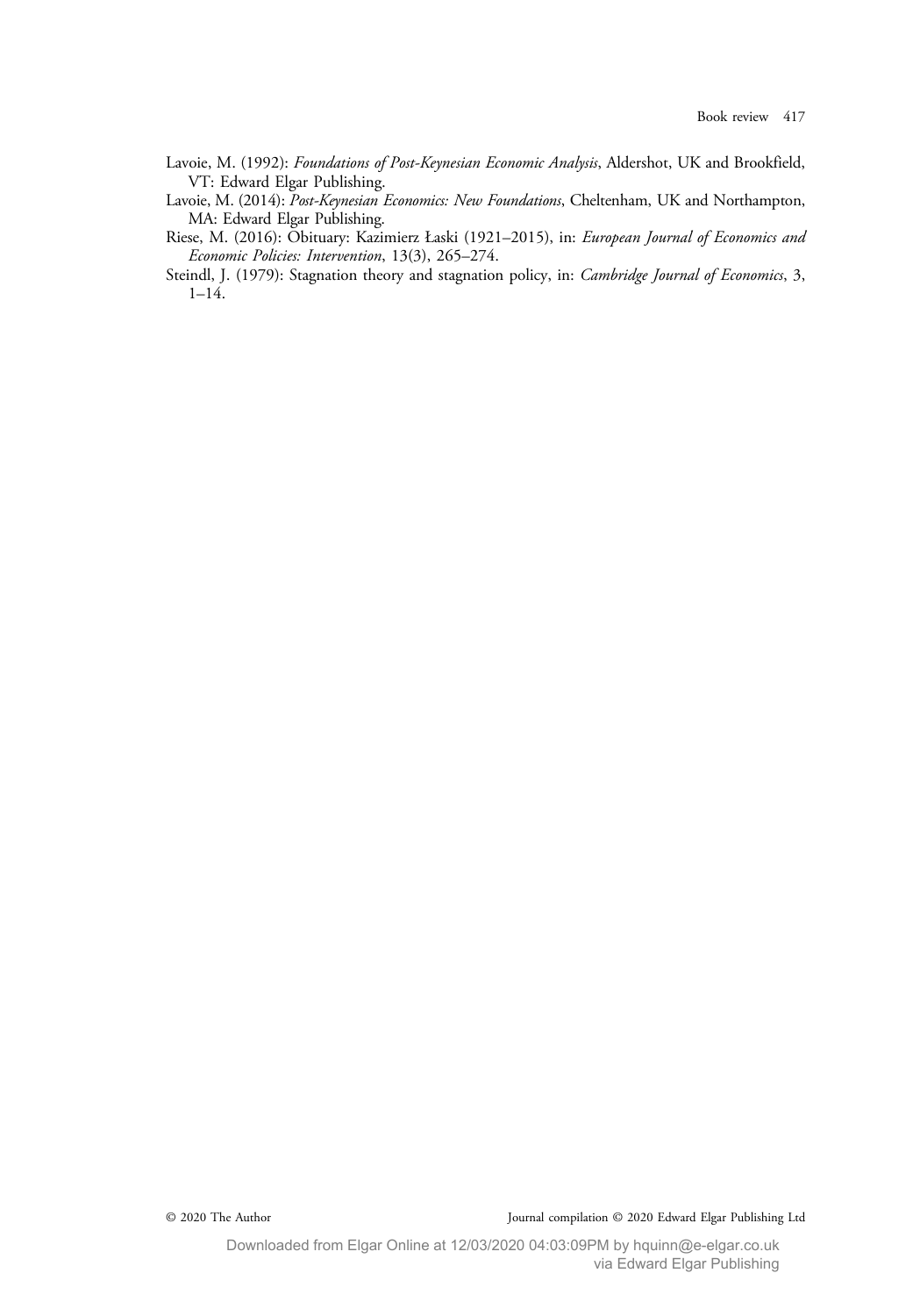Lavoie, M. (1992): *Foundations of Post-Keynesian Economic Analysis*, Aldershot, UK and Brookfield, VT: Edward Elgar Publishing.

Lavoie, M. (2014): *Post-Keynesian Economics: New Foundations*, Cheltenham, UK and Northampton, MA: Edward Elgar Publishing.

Riese, M. (2016): Obituary: Kazimierz Łaski (1921–2015), in: *European Journal of Economics and Economic Policies: Intervention*, 13(3), 265–274.

Steindl, J. (1979): Stagnation theory and stagnation policy, in: *Cambridge Journal of Economics*, 3, 1–14.